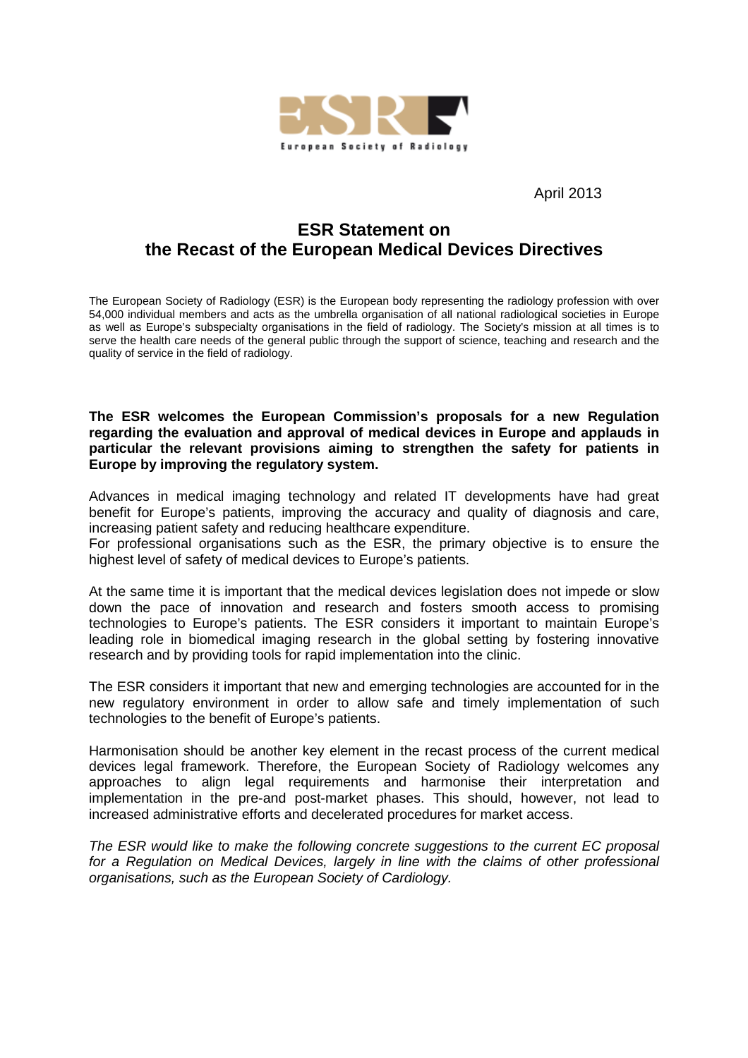European Society of Radiology

April 2013

# ESR Statement on the Recast of the European Medical Devices Directives

The European Society of Radiology (ESR) is the European body representing the radiology profession with over 54,000 individual members and acts as the umbrella organisation of all national radiological societies in Europe as well as Europe's subspecialty organisations in the field of radiology. The Society's mission at all times is to serve the health care needs of the general public through the support of science, teaching and research and the quality of service in the field of radiology.

**The ESR welcomes the European Commission's proposals for a new Regulation regarding the evaluation and approval of medical devices in Europe and applauds in particular the relevant provisions aiming to strengthen the safety for patients in Europe by improving the regulatory system.**

Advances in medical imaging technology and related IT developments have had great benefit for Europe's patients, improving the accuracy and quality of diagnosis and care, increasing patient safety and reducing healthcare expenditure.
For professional organisations such as the ESR, the primary objective is to ensure the highest level of safety of medical devices to Europe's patients.

At the same time it is important that the medical devices legislation does not impede or slow down the pace of innovation and research and fosters smooth access to promising technologies to Europe's patients. The ESR considers it important to maintain Europe's leading role in biomedical imaging research in the global setting by fostering innovative research and by providing tools for rapid implementation into the clinic.

The ESR considers it important that new and emerging technologies are accounted for in the new regulatory environment in order to allow safe and timely implementation of such technologies to the benefit of Europe's patients.

Harmonisation should be another key element in the recast process of the current medical devices legal framework. Therefore, the European Society of Radiology welcomes any approaches to align legal requirements and harmonise their interpretation and implementation in the pre-and post-market phases. This should, however, not lead to increased administrative efforts and decelerated procedures for market access.

*The ESR would like to make the following concrete suggestions to the current EC proposal for a Regulation on Medical Devices, largely in line with the claims of other professional organisations, such as the European Society of Cardiology.*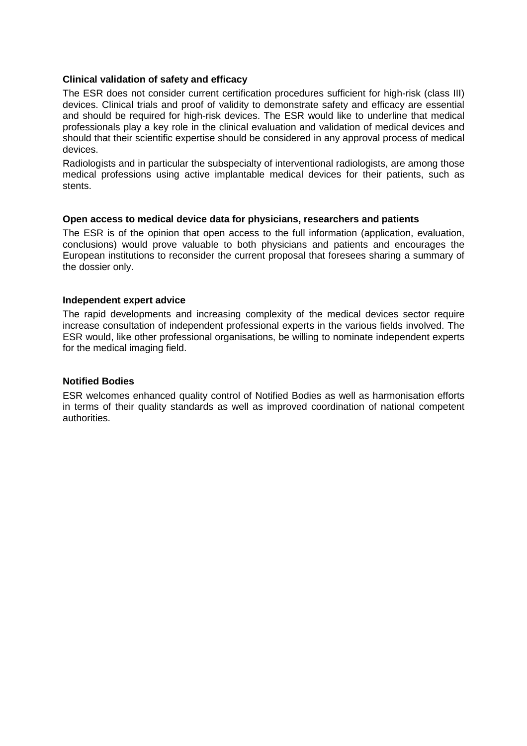**Clinical validation of safety and efficacy**

The ESR does not consider current certification procedures sufficient for high-risk (class III) devices. Clinical trials and proof of validity to demonstrate safety and efficacy are essential and should be required for high-risk devices. The ESR would like to underline that medical professionals play a key role in the clinical evaluation and validation of medical devices and should that their scientific expertise should be considered in any approval process of medical devices.

Radiologists and in particular the subspecialty of interventional radiologists, are among those medical professions using active implantable medical devices for their patients, such as stents.

**Open access to medical device data for physicians, researchers and patients**

The ESR is of the opinion that open access to the full information (application, evaluation, conclusions) would prove valuable to both physicians and patients and encourages the European institutions to reconsider the current proposal that foresees sharing a summary of the dossier only.

**Independent expert advice**

The rapid developments and increasing complexity of the medical devices sector require increase consultation of independent professional experts in the various fields involved. The ESR would, like other professional organisations, be willing to nominate independent experts for the medical imaging field.

**Notified Bodies**

ESR welcomes enhanced quality control of Notified Bodies as well as harmonisation efforts in terms of their quality standards as well as improved coordination of national competent authorities.